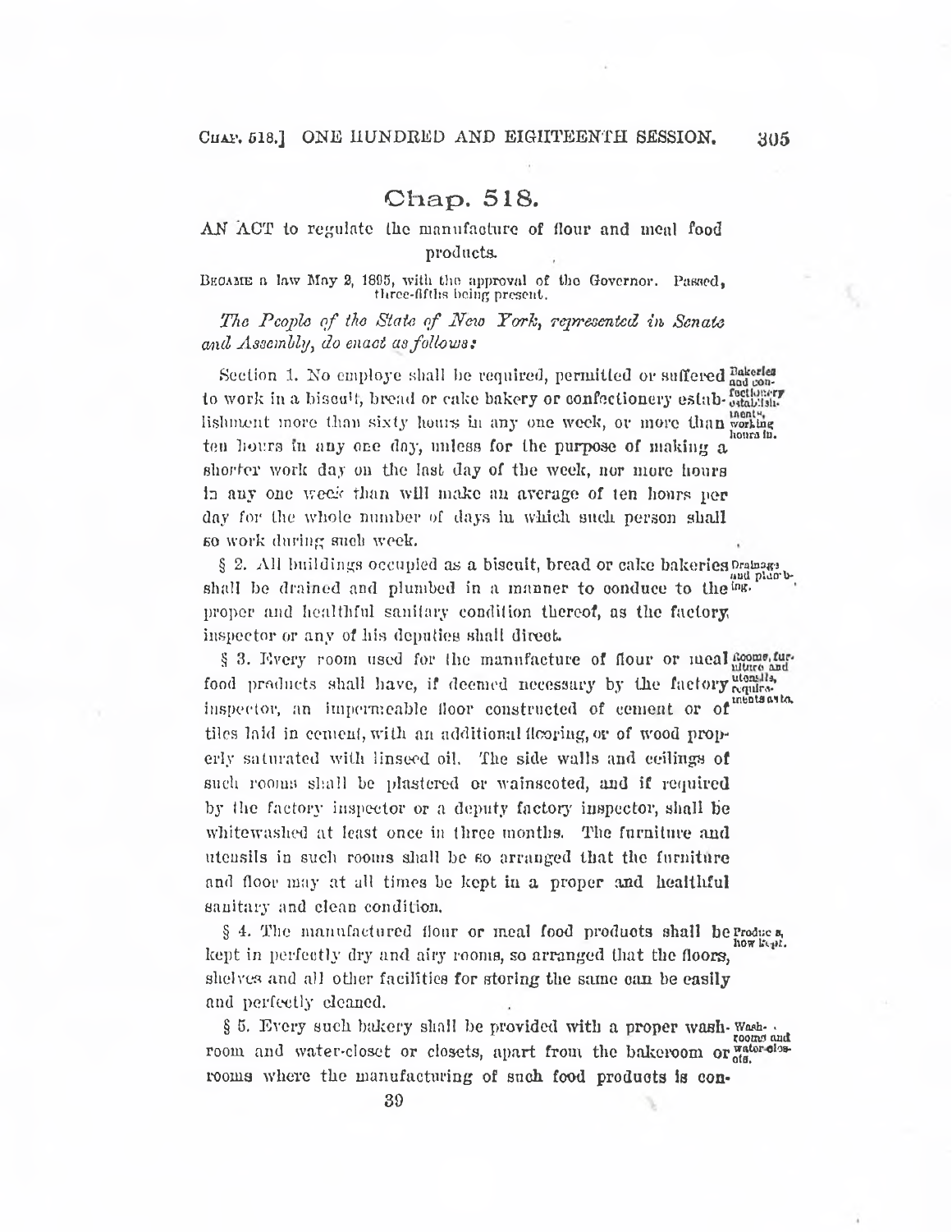# Chap. 518.

AN ACT to regulate the manufacture of flour and meal food products.

BECAME a law May 2, 1895, with the approval of the Governor. Passed, three-fifths being present.

*The People of the State of New York, represented in Senate and Assembly, do enact as follows:*

Section 1. No employe shall be required, permitted or suffered to work in a biscuit, bread or cake bakery or confectionery establishment more than sixty hours in any one week, or more than ten hours in any one day, unless for the purpose of making a shorter work day on the last day of the week, nor more hours in any one week than will make an average of ten hours per day for the whole number of days in which such person shall so work during such week.

§ 2. All buildings occupied as a biscuit, bread or cake bakeries shall be drained and plumbed in a manner to conduce to the proper and healthful sanitary condition thereof, as the factory inspector or any of his deputies shall direct.

§ 3. Every room used for the manufacture of flour or meal food products shall have, if deemed necessary by the factory inspector, an impermeable floor constructed of cement or of tiles laid in cement, with an additional flooring, or of wood properly saturated with linseed oil. The side walls and ceilings of such rooms shall be plastered or wainscoted, and if required by the factory inspector or a deputy factory inspector, shall be whitewashed at least once in three months. The furniture and utensils in such rooms shall be so arranged that the furniture and floor may at all times be kept in a proper and healthful sanitary and clean condition.

§ 4. The manufactured flour or meal food products shall be kept in perfectly dry and airy rooms, so arranged that the floors, shelves and all other facilities for storing the same can be easily and perfectly cleaned.

§ 5. Every such bakery shall be provided with a proper wash-room and water-closet or closets, apart from the bakeroom or rooms where the manufacturing of such food products is con-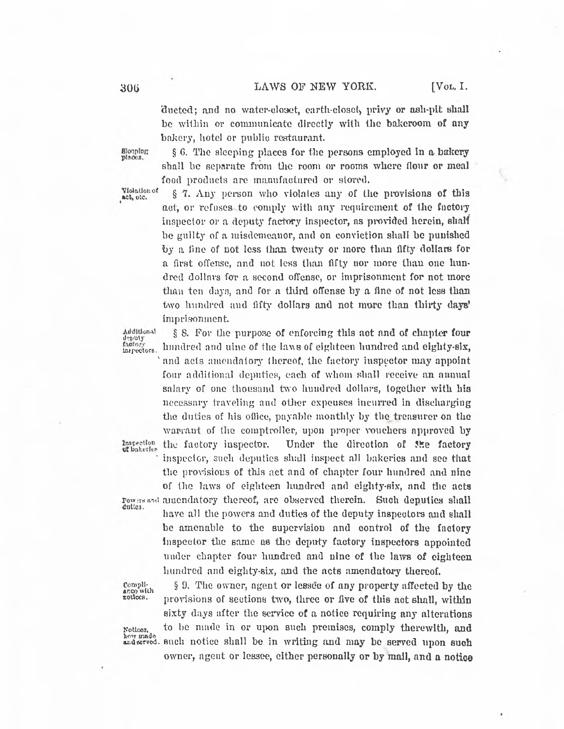ducted; and no water-closet, earth-closet, privy or ash-pit shall be within or communicate directly with the bakeroom of any bakery, hotel or public restaurant.

Sleeping places.

§ 6. The sleeping places for the persons employed in a bakery shall be separate from the room or rooms where flour or meal food products are manufactured or stored.

Violation of act, etc.

§ 7. Any person who violates any of the provisions of this act, or refuses to comply with any requirement of the factory inspector or a deputy factory inspector, as provided herein, shall be guilty of a misdemeanor, and on conviction shall be punished by a fine of not less than twenty or more than fifty dollars for a first offense, and not less than fifty nor more than one hundred dollars for a second offense, or imprisonment for not more than ten days, and for a third offense by a fine of not less than two hundred and fifty dollars and not more than thirty days' imprisonment.

Additional deputy factory inspectors.

§ 8. For the purpose of enforcing this act and of chapter four hundred and nine of the laws of eighteen hundred and eighty-six, and acts amendatory thereof, the factory inspector may appoint four additional deputies, each of whom shall receive an annual salary of one thousand two hundred dollars, together with his necessary traveling and other expenses incurred in discharging the duties of his office, payable monthly by the treasurer on the warrant of the comptroller, upon proper vouchers approved by the factory inspector. Under the direction of the factory inspector, such deputies shall inspect all bakeries and see that the provisions of this act and of chapter four hundred and nine of the laws of eighteen hundred and eighty-six, and the acts amendatory thereof, are observed therein. Such deputies shall have all the powers and duties of the deputy inspectors and shall be amenable to the supervision and control of the factory inspector the same as the deputy factory inspectors appointed under chapter four hundred and nine of the laws of eighteen hundred and eighty-six, and the acts amendatory thereof.

Inspection of bakeries.

Powers and duties.

Compliance with notices.

§ 9. The owner, agent or lessee of any property affected by the provisions of sections two, three or five of this act shall, within sixty days after the service of a notice requiring any alterations to be made in or upon such premises, comply therewith, and such notice shall be in writing and may be served upon such owner, agent or lessee, either personally or by mail, and a notice

Notices, how made and served.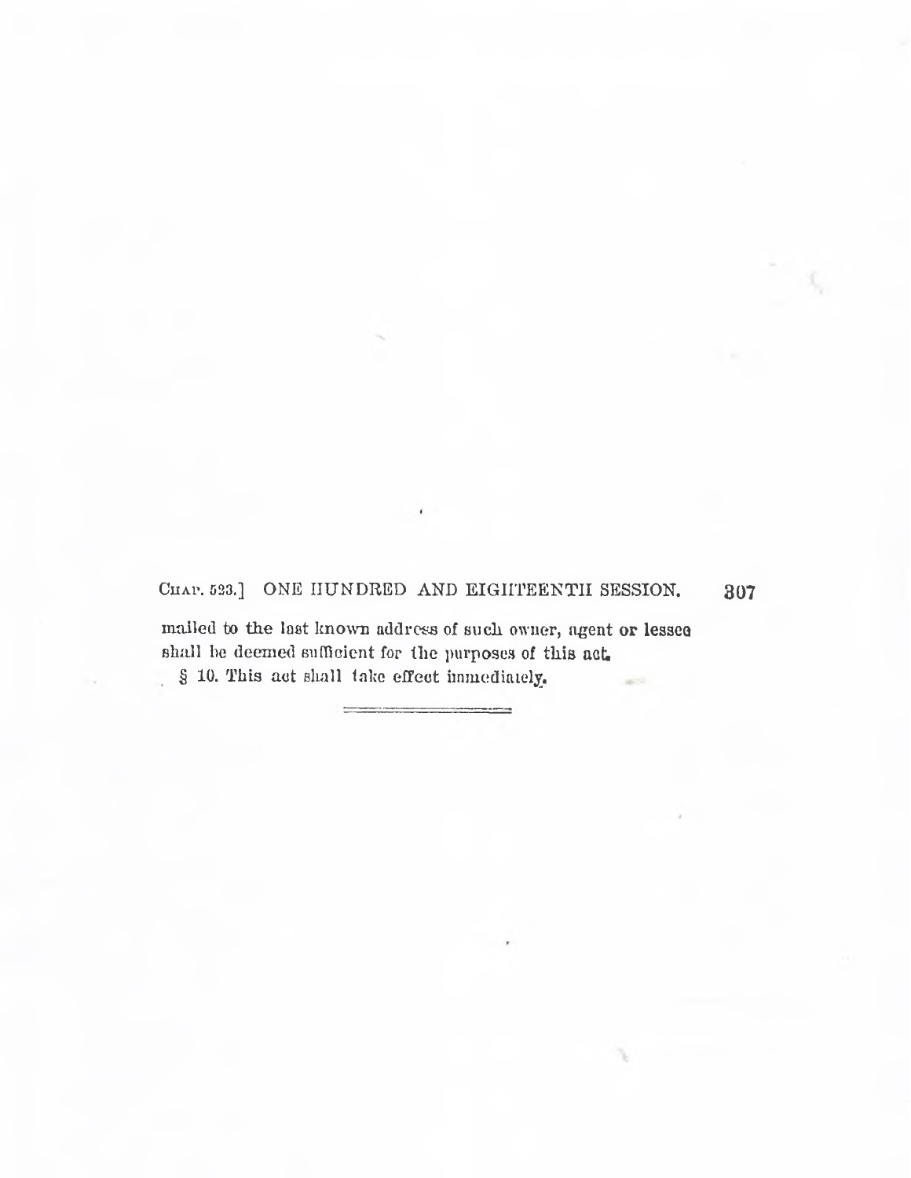mailed to the last known address of such owner, agent or lessee shall be deemed sufficient for the purposes of this act.

§ 10. This act shall take effect immediately.